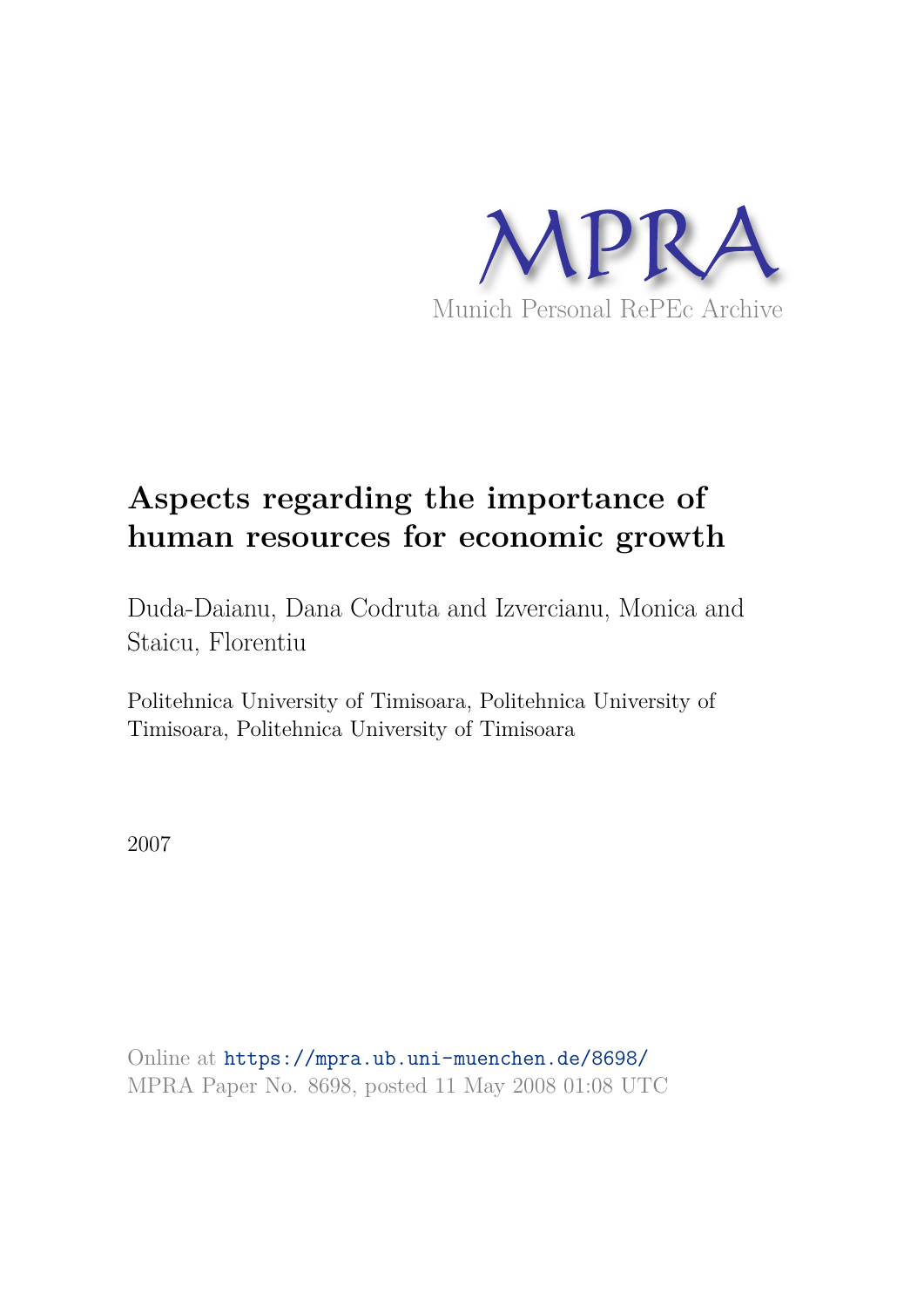MPRA

Munich Personal RePEc Archive

# Aspects regarding the importance of human resources for economic growth

Duda-Daianu, Dana Codruta and Izvercianu, Monica and Staicu, Florentiu

Politehnica University of Timisoara, Politehnica University of Timisoara, Politehnica University of Timisoara

2007

Online at https://mpra.ub.uni-muenchen.de/8698/
MPRA Paper No. 8698, posted 11 May 2008 01:08 UTC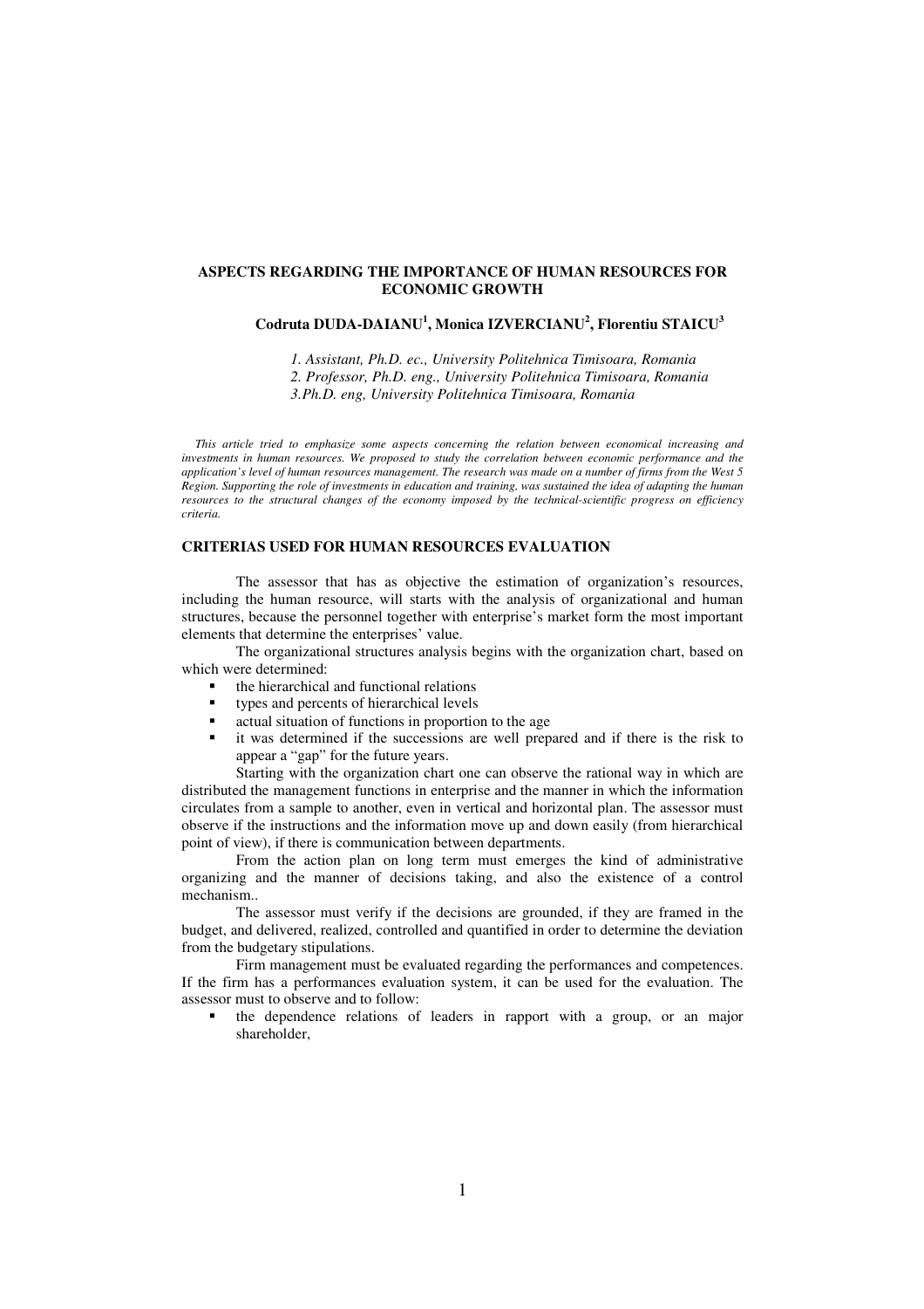# ASPECTS REGARDING THE IMPORTANCE OF HUMAN RESOURCES FOR ECONOMIC GROWTH

**Codruta DUDA-DAIANU[1], Monica IZVERCIANU[2], Florentiu STAICU[3]**

*1. Assistant, Ph.D. ec., University Politehnica Timisoara, Romania*
*2. Professor, Ph.D. eng., University Politehnica Timisoara, Romania*
*3.Ph.D. eng, University Politehnica Timisoara, Romania*

*This article tried to emphasize some aspects concerning the relation between economical increasing and investments in human resources. We proposed to study the correlation between economic performance and the application's level of human resources management. The research was made on a number of firms from the West 5 Region. Supporting the role of investments in education and training, was sustained the idea of adapting the human resources to the structural changes of the economy imposed by the technical-scientific progress on efficiency criteria.*

## CRITERIAS USED FOR HUMAN RESOURCES EVALUATION

The assessor that has as objective the estimation of organization's resources, including the human resource, will starts with the analysis of organizational and human structures, because the personnel together with enterprise's market form the most important elements that determine the enterprises' value.

The organizational structures analysis begins with the organization chart, based on which were determined:

- the hierarchical and functional relations
- types and percents of hierarchical levels
- actual situation of functions in proportion to the age
- it was determined if the successions are well prepared and if there is the risk to appear a "gap" for the future years.

Starting with the organization chart one can observe the rational way in which are distributed the management functions in enterprise and the manner in which the information circulates from a sample to another, even in vertical and horizontal plan. The assessor must observe if the instructions and the information move up and down easily (from hierarchical point of view), if there is communication between departments.

From the action plan on long term must emerges the kind of administrative organizing and the manner of decisions taking, and also the existence of a control mechanism..

The assessor must verify if the decisions are grounded, if they are framed in the budget, and delivered, realized, controlled and quantified in order to determine the deviation from the budgetary stipulations.

Firm management must be evaluated regarding the performances and competences. If the firm has a performances evaluation system, it can be used for the evaluation. The assessor must to observe and to follow:

- the dependence relations of leaders in rapport with a group, or an major shareholder,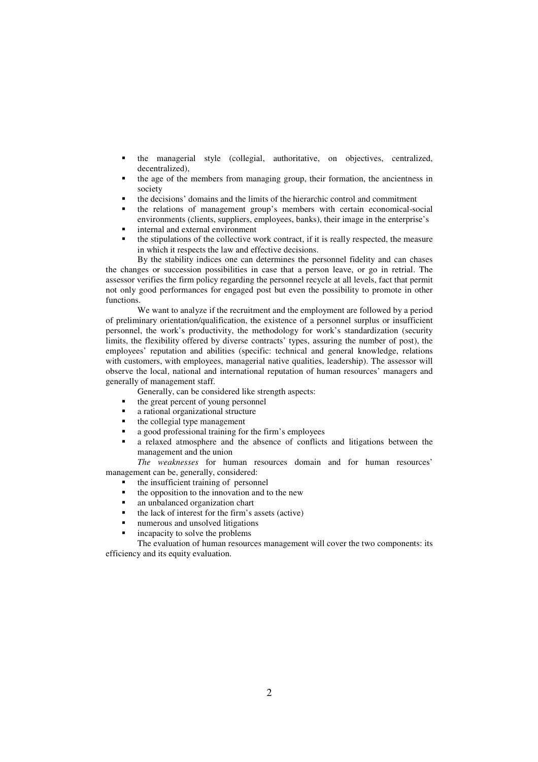- the managerial style (collegial, authoritative, on objectives, centralized, decentralized),
- the age of the members from managing group, their formation, the ancientness in society
- the decisions' domains and the limits of the hierarchic control and commitment
- the relations of management group's members with certain economical-social environments (clients, suppliers, employees, banks), their image in the enterprise's
- internal and external environment
- the stipulations of the collective work contract, if it is really respected, the measure in which it respects the law and effective decisions.

By the stability indices one can determines the personnel fidelity and can chases the changes or succession possibilities in case that a person leave, or go in retrial. The assessor verifies the firm policy regarding the personnel recycle at all levels, fact that permit not only good performances for engaged post but even the possibility to promote in other functions.

We want to analyze if the recruitment and the employment are followed by a period of preliminary orientation/qualification, the existence of a personnel surplus or insufficient personnel, the work's productivity, the methodology for work's standardization (security limits, the flexibility offered by diverse contracts' types, assuring the number of post), the employees' reputation and abilities (specific: technical and general knowledge, relations with customers, with employees, managerial native qualities, leadership). The assessor will observe the local, national and international reputation of human resources' managers and generally of management staff.

Generally, can be considered like strength aspects:

- the great percent of young personnel
- a rational organizational structure
- the collegial type management
- a good professional training for the firm's employees
- a relaxed atmosphere and the absence of conflicts and litigations between the management and the union

*The weaknesses* for human resources domain and for human resources' management can be, generally, considered:

- the insufficient training of personnel
- the opposition to the innovation and to the new
- an unbalanced organization chart
- the lack of interest for the firm's assets (active)
- numerous and unsolved litigations
- incapacity to solve the problems

The evaluation of human resources management will cover the two components: its efficiency and its equity evaluation.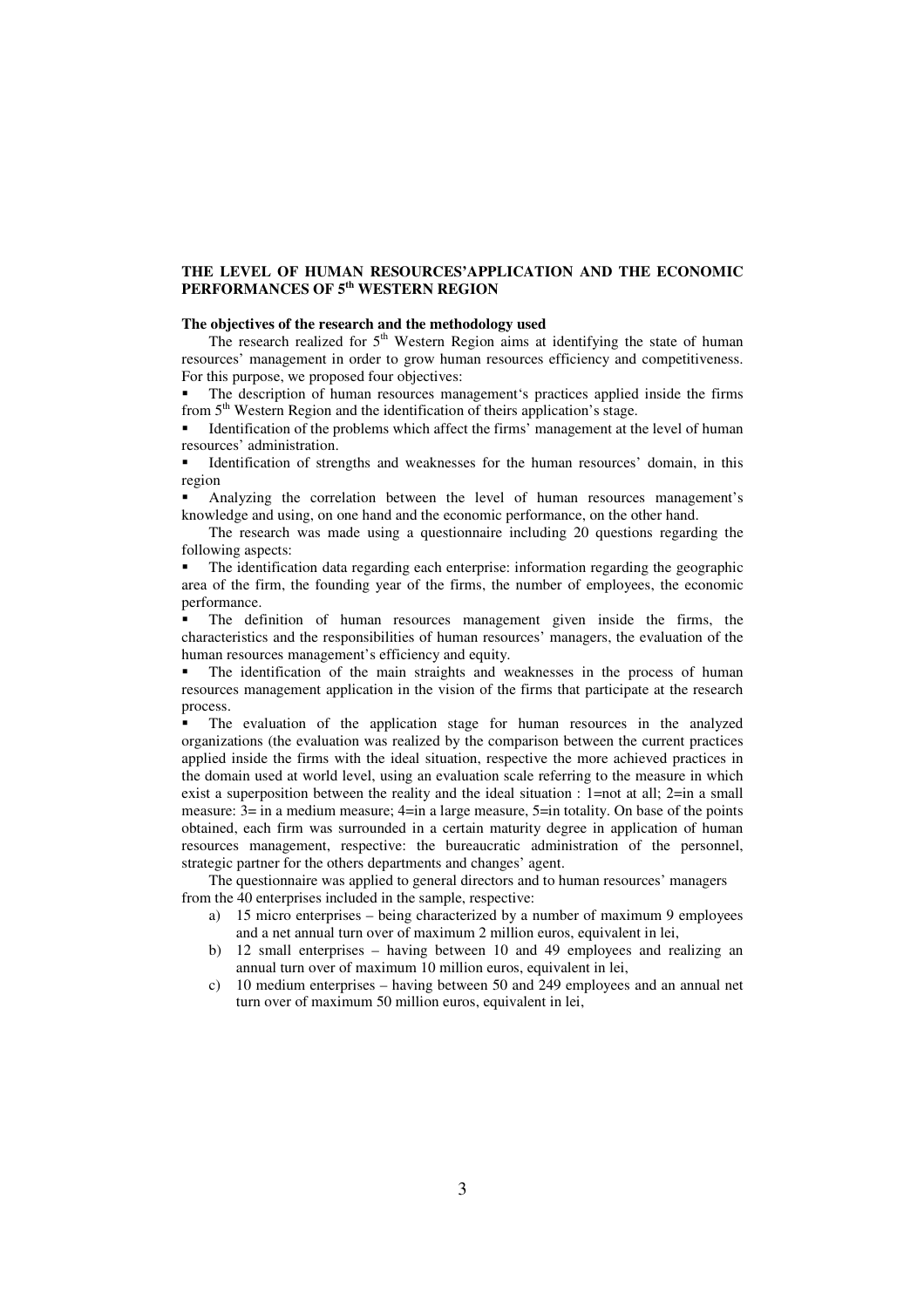**THE LEVEL OF HUMAN RESOURCES'APPLICATION AND THE ECONOMIC PERFORMANCES OF 5th WESTERN REGION**

**The objectives of the research and the methodology used**

The research realized for 5th Western Region aims at identifying the state of human resources' management in order to grow human resources efficiency and competitiveness. For this purpose, we proposed four objectives:

- The description of human resources management's practices applied inside the firms from 5th Western Region and the identification of theirs application's stage.
- Identification of the problems which affect the firms' management at the level of human resources' administration.
- Identification of strengths and weaknesses for the human resources' domain, in this region
- Analyzing the correlation between the level of human resources management's knowledge and using, on one hand and the economic performance, on the other hand.

The research was made using a questionnaire including 20 questions regarding the following aspects:

- The identification data regarding each enterprise: information regarding the geographic area of the firm, the founding year of the firms, the number of employees, the economic performance.
- The definition of human resources management given inside the firms, the characteristics and the responsibilities of human resources' managers, the evaluation of the human resources management's efficiency and equity.
- The identification of the main straights and weaknesses in the process of human resources management application in the vision of the firms that participate at the research process.
- The evaluation of the application stage for human resources in the analyzed organizations (the evaluation was realized by the comparison between the current practices applied inside the firms with the ideal situation, respective the more achieved practices in the domain used at world level, using an evaluation scale referring to the measure in which exist a superposition between the reality and the ideal situation : 1=not at all; 2=in a small measure: 3= in a medium measure; 4=in a large measure, 5=in totality. On base of the points obtained, each firm was surrounded in a certain maturity degree in application of human resources management, respective: the bureaucratic administration of the personnel, strategic partner for the others departments and changes' agent.

The questionnaire was applied to general directors and to human resources' managers from the 40 enterprises included in the sample, respective:

a) 15 micro enterprises – being characterized by a number of maximum 9 employees and a net annual turn over of maximum 2 million euros, equivalent in lei,
b) 12 small enterprises – having between 10 and 49 employees and realizing an annual turn over of maximum 10 million euros, equivalent in lei,
c) 10 medium enterprises – having between 50 and 249 employees and an annual net turn over of maximum 50 million euros, equivalent in lei,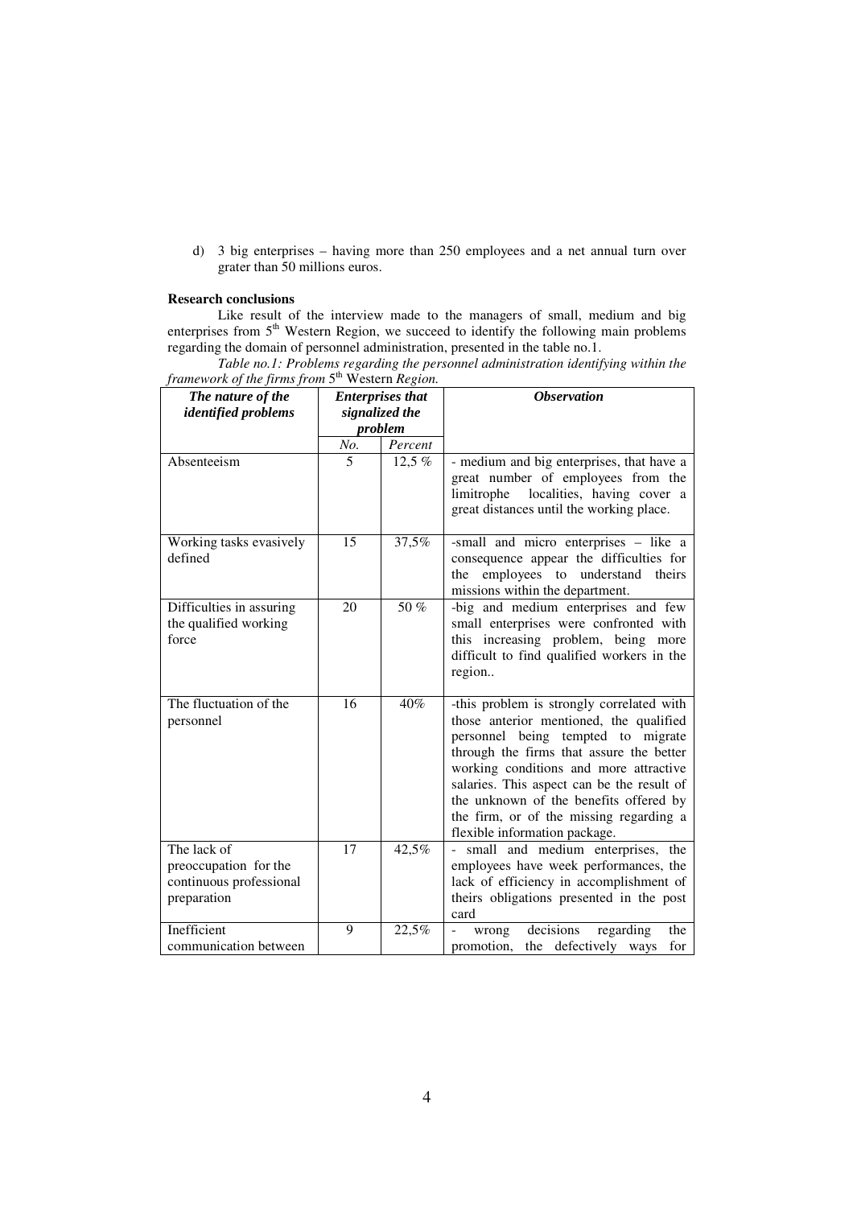d) 3 big enterprises – having more than 250 employees and a net annual turn over grater than 50 millions euros.

**Research conclusions**

Like result of the interview made to the managers of small, medium and big enterprises from 5th Western Region, we succeed to identify the following main problems regarding the domain of personnel administration, presented in the table no.1.

*Table no.1: Problems regarding the personnel administration identifying within the framework of the firms from* 5th Western *Region.*

| ***The nature of the identified problems*** | ***Enterprises that signalized the problem*** | | ***Observation*** |
|---|---|---|---|
| | *No.* | *Percent* | |
| Absenteeism | 5 | 12,5 % | - medium and big enterprises, that have a great number of employees from the limitrophe localities, having cover a great distances until the working place. |
| Working tasks evasively defined | 15 | 37,5% | -small and micro enterprises – like a consequence appear the difficulties for the employees to understand theirs missions within the department. |
| Difficulties in assuring the qualified working force | 20 | 50 % | -big and medium enterprises and few small enterprises were confronted with this increasing problem, being more difficult to find qualified workers in the region.. |
| The fluctuation of the personnel | 16 | 40% | -this problem is strongly correlated with those anterior mentioned, the qualified personnel being tempted to migrate through the firms that assure the better working conditions and more attractive salaries. This aspect can be the result of the unknown of the benefits offered by the firm, or of the missing regarding a flexible information package. |
| The lack of preoccupation for the continuous professional preparation | 17 | 42,5% | - small and medium enterprises, the employees have week performances, the lack of efficiency in accomplishment of theirs obligations presented in the post card |
| Inefficient communication between | 9 | 22,5% | - wrong decisions regarding the promotion, the defectively ways for |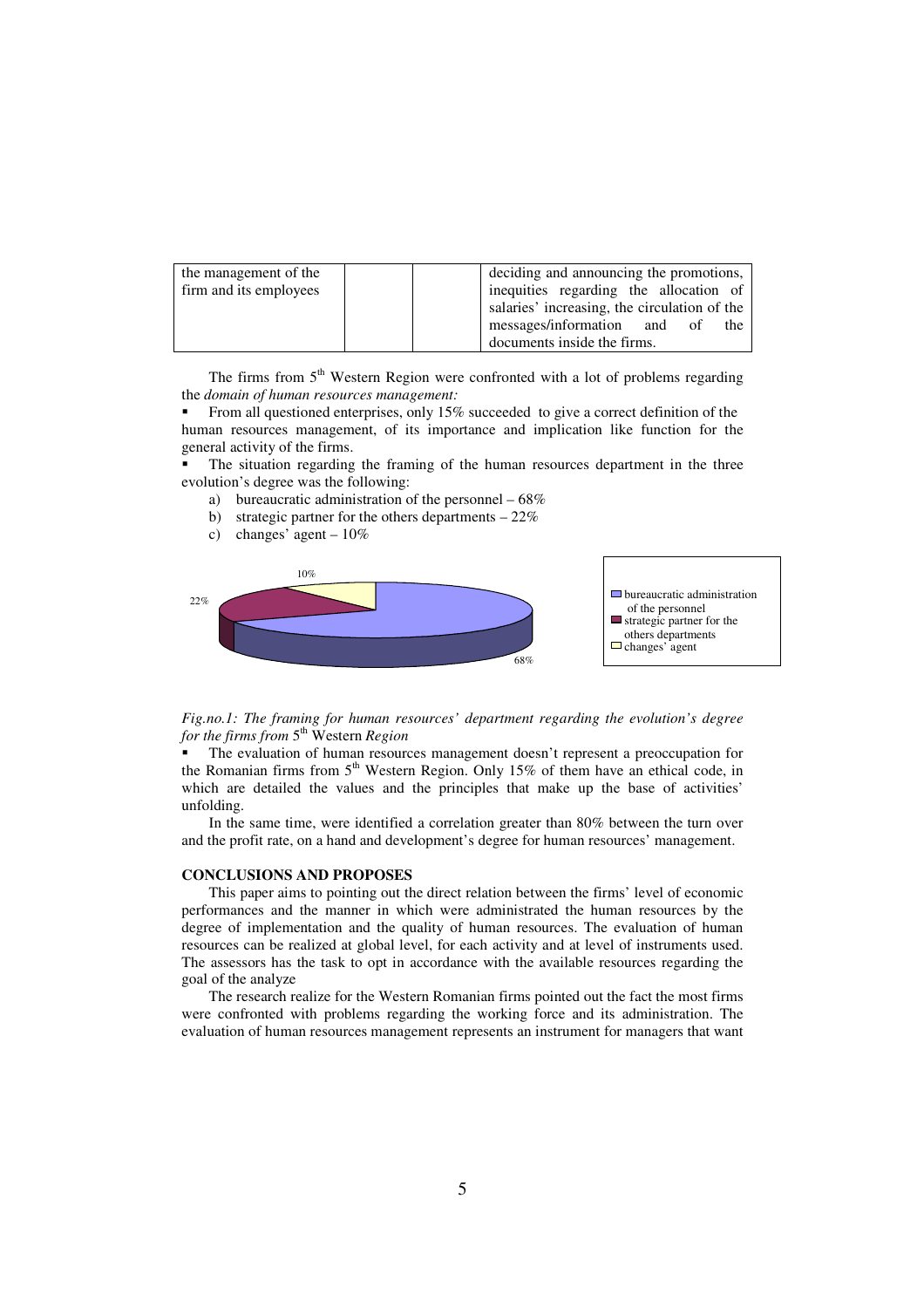| the management of the firm and its employees | | | deciding and announcing the promotions, inequities regarding the allocation of salaries' increasing, the circulation of the messages/information and of the documents inside the firms. |
|---|---|---|---|

The firms from 5th Western Region were confronted with a lot of problems regarding the *domain of human resources management:*

- From all questioned enterprises, only 15% succeeded to give a correct definition of the human resources management, of its importance and implication like function for the general activity of the firms.
- The situation regarding the framing of the human resources department in the three evolution's degree was the following:
  a) bureaucratic administration of the personnel – 68%
  b) strategic partner for the others departments – 22%
  c) changes' agent – 10%

*Fig.no.1: The framing for human resources' department regarding the evolution's degree for the firms from* 5th Western *Region*

- The evaluation of human resources management doesn't represent a preoccupation for the Romanian firms from 5th Western Region. Only 15% of them have an ethical code, in which are detailed the values and the principles that make up the base of activities' unfolding.

In the same time, were identified a correlation greater than 80% between the turn over and the profit rate, on a hand and development's degree for human resources' management.

**CONCLUSIONS AND PROPOSES**

This paper aims to pointing out the direct relation between the firms' level of economic performances and the manner in which were administrated the human resources by the degree of implementation and the quality of human resources. The evaluation of human resources can be realized at global level, for each activity and at level of instruments used. The assessors has the task to opt in accordance with the available resources regarding the goal of the analyze

The research realize for the Western Romanian firms pointed out the fact the most firms were confronted with problems regarding the working force and its administration. The evaluation of human resources management represents an instrument for managers that want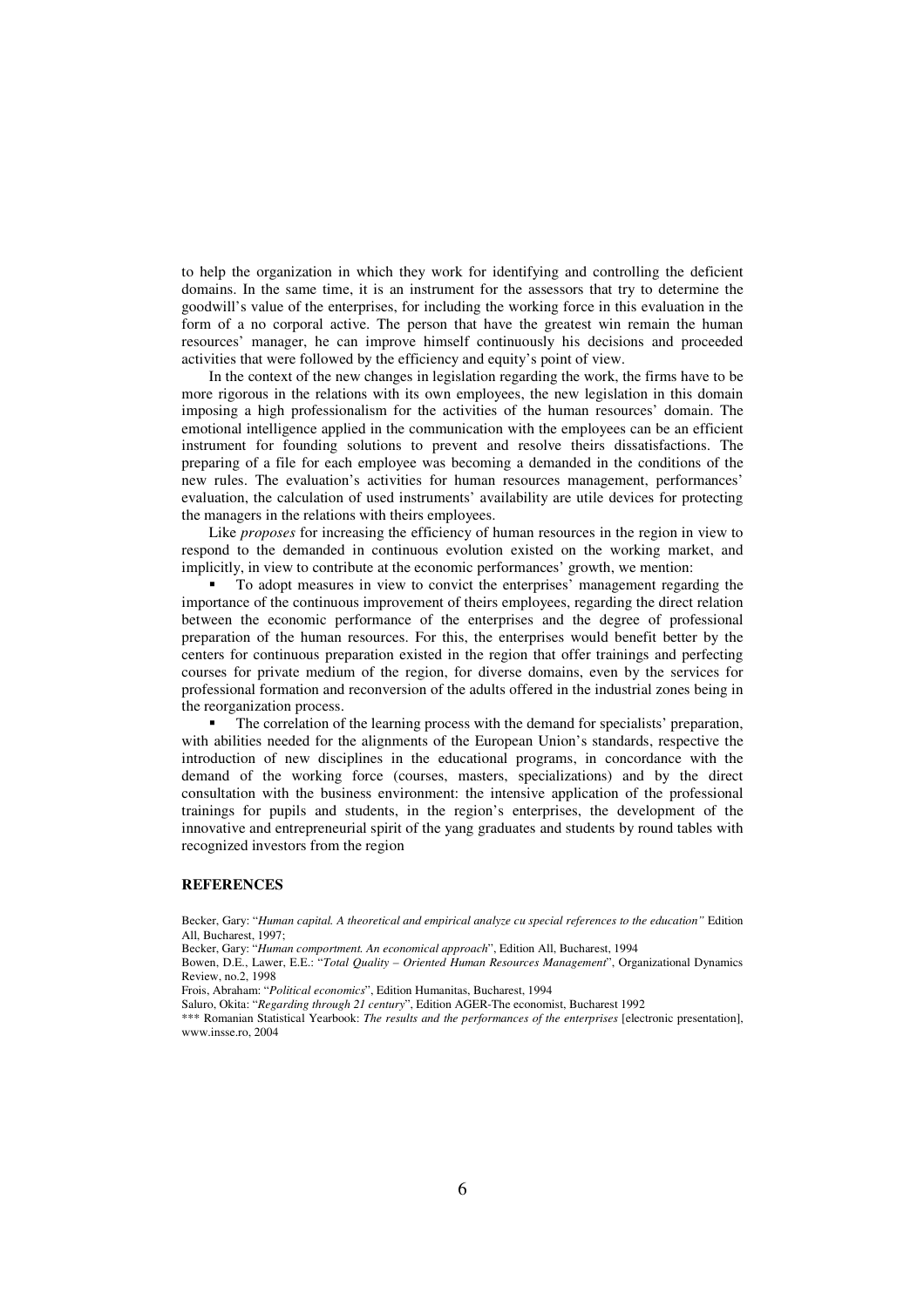to help the organization in which they work for identifying and controlling the deficient domains. In the same time, it is an instrument for the assessors that try to determine the goodwill's value of the enterprises, for including the working force in this evaluation in the form of a no corporal active. The person that have the greatest win remain the human resources' manager, he can improve himself continuously his decisions and proceeded activities that were followed by the efficiency and equity's point of view.

In the context of the new changes in legislation regarding the work, the firms have to be more rigorous in the relations with its own employees, the new legislation in this domain imposing a high professionalism for the activities of the human resources' domain. The emotional intelligence applied in the communication with the employees can be an efficient instrument for founding solutions to prevent and resolve theirs dissatisfactions. The preparing of a file for each employee was becoming a demanded in the conditions of the new rules. The evaluation's activities for human resources management, performances' evaluation, the calculation of used instruments' availability are utile devices for protecting the managers in the relations with theirs employees.

Like *proposes* for increasing the efficiency of human resources in the region in view to respond to the demanded in continuous evolution existed on the working market, and implicitly, in view to contribute at the economic performances' growth, we mention:

- To adopt measures in view to convict the enterprises' management regarding the importance of the continuous improvement of theirs employees, regarding the direct relation between the economic performance of the enterprises and the degree of professional preparation of the human resources. For this, the enterprises would benefit better by the centers for continuous preparation existed in the region that offer trainings and perfecting courses for private medium of the region, for diverse domains, even by the services for professional formation and reconversion of the adults offered in the industrial zones being in the reorganization process.
- The correlation of the learning process with the demand for specialists' preparation, with abilities needed for the alignments of the European Union's standards, respective the introduction of new disciplines in the educational programs, in concordance with the demand of the working force (courses, masters, specializations) and by the direct consultation with the business environment: the intensive application of the professional trainings for pupils and students, in the region's enterprises, the development of the innovative and entrepreneurial spirit of the yang graduates and students by round tables with recognized investors from the region

## REFERENCES

Becker, Gary: "*Human capital. A theoretical and empirical analyze cu special references to the education"* Edition All, Bucharest, 1997;

Becker, Gary: "*Human comportment. An economical approach*", Edition All, Bucharest, 1994

Bowen, D.E., Lawer, E.E.: "*Total Quality – Oriented Human Resources Management*", Organizational Dynamics Review, no.2, 1998

Frois, Abraham: "*Political economics*", Edition Humanitas, Bucharest, 1994

Saluro, Okita: "*Regarding through 21 century*", Edition AGER-The economist, Bucharest 1992

*** Romanian Statistical Yearbook: *The results and the performances of the enterprises* [electronic presentation], www.insse.ro, 2004